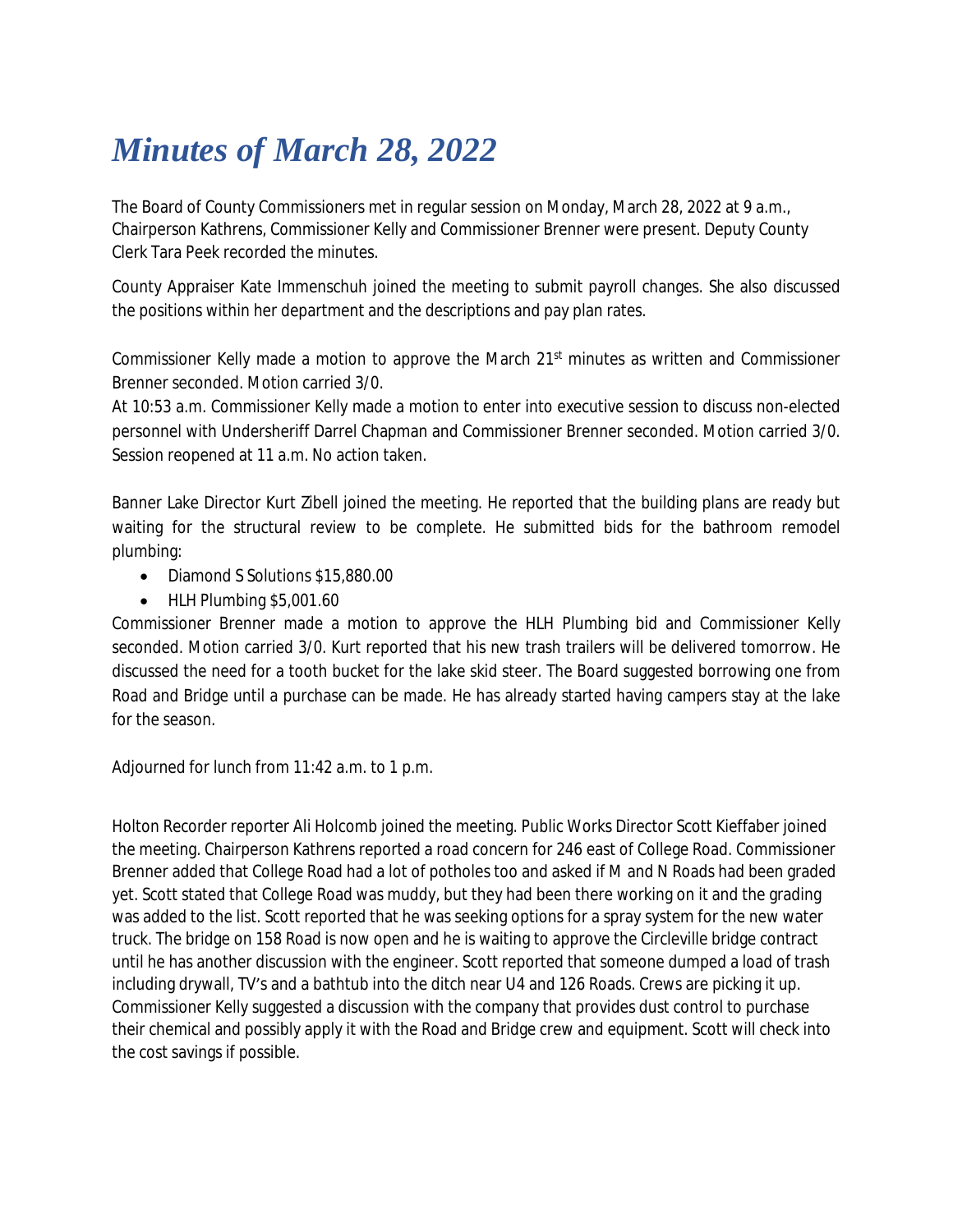# *Minutes of March 28, 2022*

The Board of County Commissioners met in regular session on Monday, March 28, 2022 at 9 a.m., Chairperson Kathrens, Commissioner Kelly and Commissioner Brenner were present. Deputy County Clerk Tara Peek recorded the minutes.

County Appraiser Kate Immenschuh joined the meeting to submit payroll changes. She also discussed the positions within her department and the descriptions and pay plan rates.

Commissioner Kelly made a motion to approve the March 21st minutes as written and Commissioner Brenner seconded. Motion carried 3/0.
At 10:53 a.m. Commissioner Kelly made a motion to enter into executive session to discuss non-elected personnel with Undersheriff Darrel Chapman and Commissioner Brenner seconded. Motion carried 3/0. Session reopened at 11 a.m. No action taken.

Banner Lake Director Kurt Zibell joined the meeting. He reported that the building plans are ready but waiting for the structural review to be complete. He submitted bids for the bathroom remodel plumbing:

- Diamond S Solutions $15,880.00
- HLH Plumbing $5,001.60

Commissioner Brenner made a motion to approve the HLH Plumbing bid and Commissioner Kelly seconded. Motion carried 3/0. Kurt reported that his new trash trailers will be delivered tomorrow. He discussed the need for a tooth bucket for the lake skid steer. The Board suggested borrowing one from Road and Bridge until a purchase can be made. He has already started having campers stay at the lake for the season.

Adjourned for lunch from 11:42 a.m. to 1 p.m.

Holton Recorder reporter Ali Holcomb joined the meeting. Public Works Director Scott Kieffaber joined the meeting. Chairperson Kathrens reported a road concern for 246 east of College Road. Commissioner Brenner added that College Road had a lot of potholes too and asked if M and N Roads had been graded yet. Scott stated that College Road was muddy, but they had been there working on it and the grading was added to the list. Scott reported that he was seeking options for a spray system for the new water truck. The bridge on 158 Road is now open and he is waiting to approve the Circleville bridge contract until he has another discussion with the engineer. Scott reported that someone dumped a load of trash including drywall, TV's and a bathtub into the ditch near U4 and 126 Roads. Crews are picking it up. Commissioner Kelly suggested a discussion with the company that provides dust control to purchase their chemical and possibly apply it with the Road and Bridge crew and equipment. Scott will check into the cost savings if possible.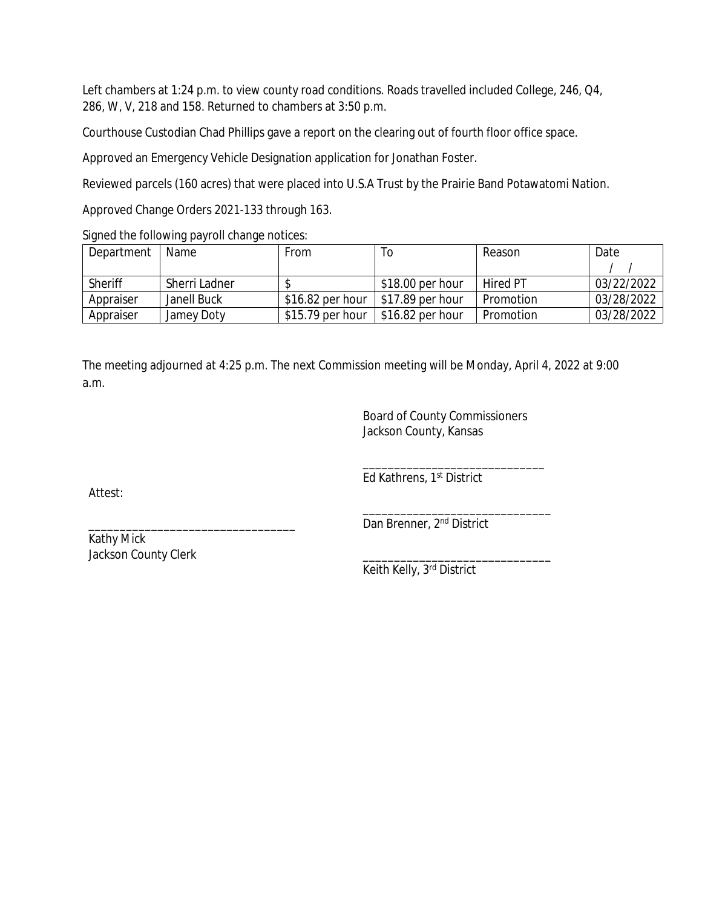Left chambers at 1:24 p.m. to view county road conditions. Roads travelled included College, 246, Q4, 286, W, V, 218 and 158. Returned to chambers at 3:50 p.m.

Courthouse Custodian Chad Phillips gave a report on the clearing out of fourth floor office space.

Approved an Emergency Vehicle Designation application for Jonathan Foster.

Reviewed parcels (160 acres) that were placed into U.S.A Trust by the Prairie Band Potawatomi Nation.

Approved Change Orders 2021-133 through 163.

Signed the following payroll change notices:

| Department | Name | From | To | Reason | Date / / |
|---|---|---|---|---|---|
| Sheriff | Sherri Ladner | $ | $18.00 per hour | Hired PT | 03/22/2022 |
| Appraiser | Janell Buck | $16.82 per hour | $17.89 per hour | Promotion | 03/28/2022 |
| Appraiser | Jamey Doty | $15.79 per hour | $16.82 per hour | Promotion | 03/28/2022 |

The meeting adjourned at 4:25 p.m. The next Commission meeting will be Monday, April 4, 2022 at 9:00 a.m.

Board of County Commissioners
Jackson County, Kansas

_____________________________
Ed Kathrens, 1st District

_____________________________
Dan Brenner, 2nd District

_____________________________
Keith Kelly, 3rd District

Attest:

_________________________________
Kathy Mick
Jackson County Clerk